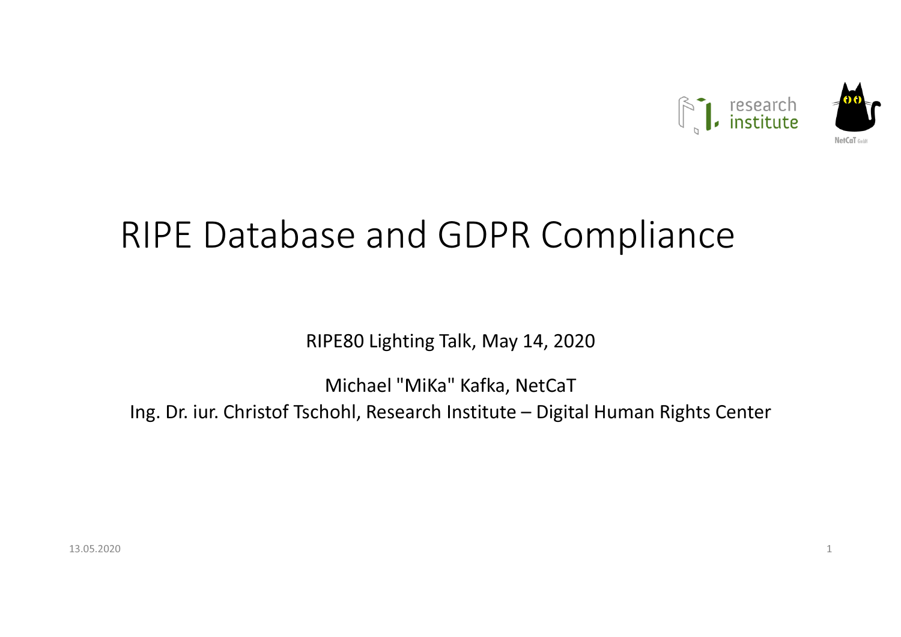# RIPE Database and GDPR Compliance

RIPE80 Lighting Talk, May 14, 2020

Michael "MiKa" Kafka, NetCaT

Ing. Dr. iur. Christof Tschohl, Research Institute – Digital Human Rights Center

13.05.2020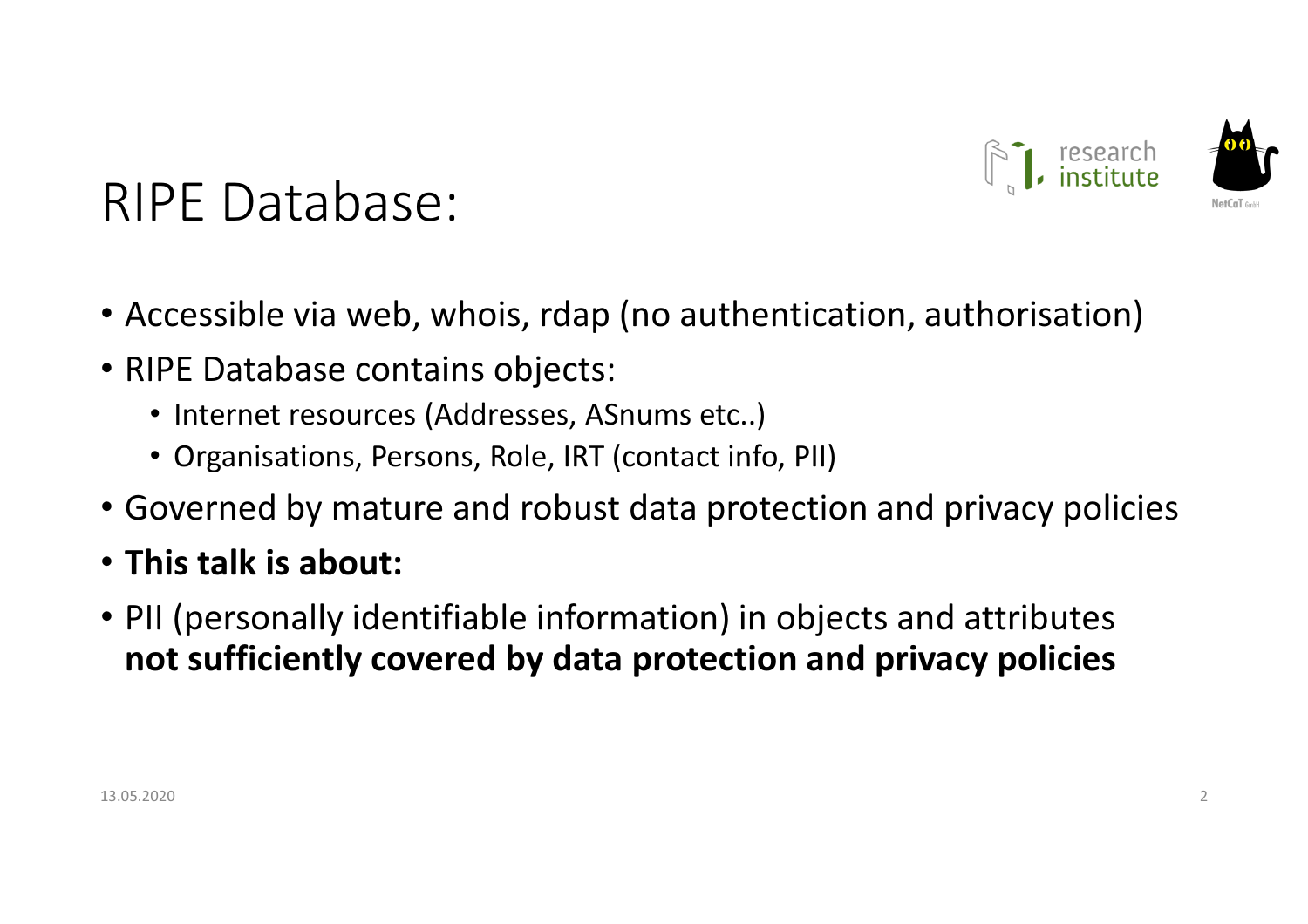# RIPE Database:

- Accessible via web, whois, rdap (no authentication, authorisation)
- RIPE Database contains objects:
  - Internet resources (Addresses, ASnums etc..)
  - Organisations, Persons, Role, IRT (contact info, PII)
- Governed by mature and robust data protection and privacy policies
- **This talk is about:**
- PII (personally identifiable information) in objects and attributes **not sufficiently covered by data protection and privacy policies**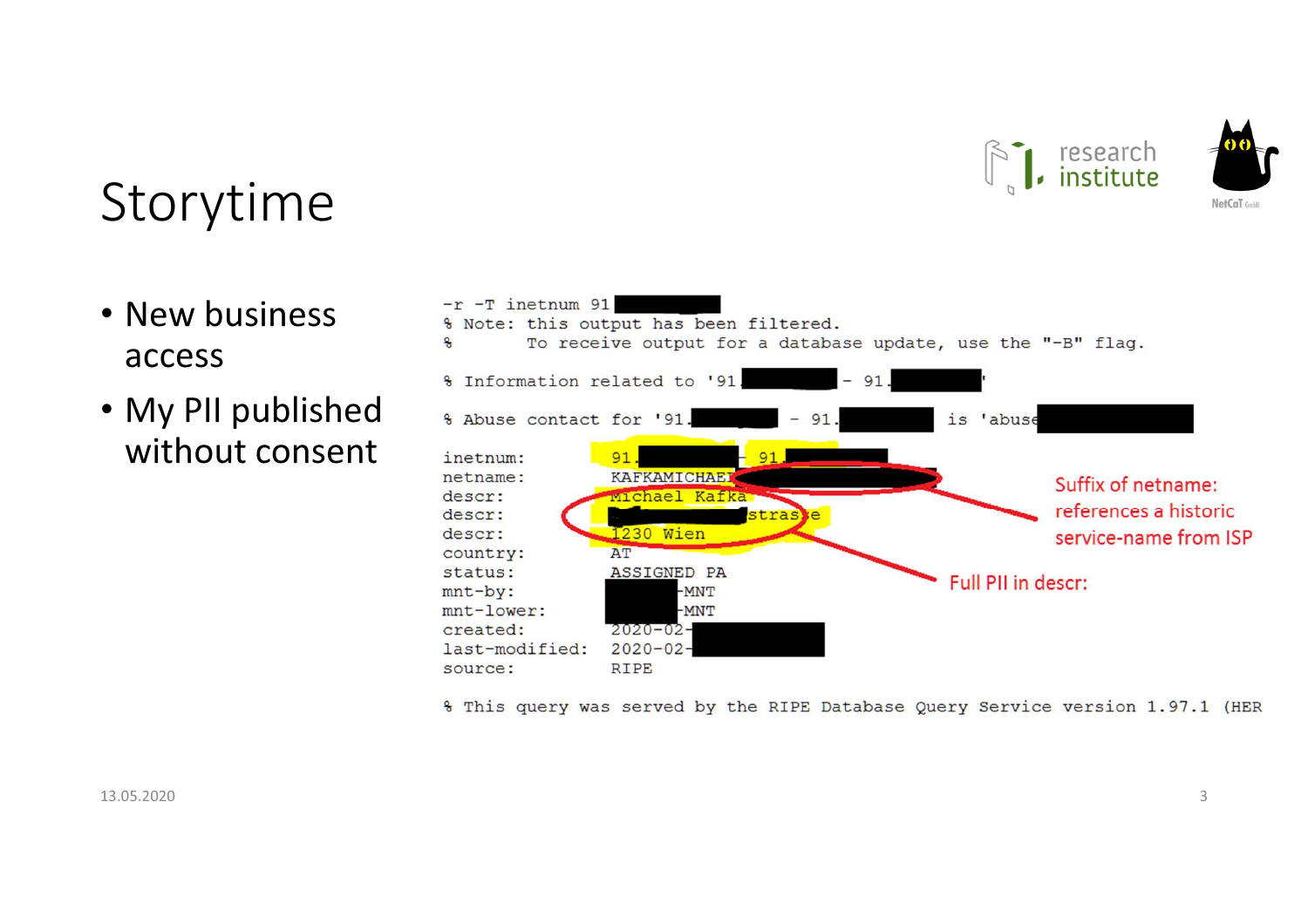# Storytime

- New business access
- My PII published without consent

```
-r -T inetnum 91█████
% Note: this output has been filtered.
%       To receive output for a database update, use the "-B" flag.

% Information related to '91.█████ - 91.█████'

% Abuse contact for '91.█████ - 91.█████' is 'abuse█████

inetnum:        91.█████ - 91.█████
netname:        KAFKAMICHAEL█████
descr:          Michael Kafka
descr:          █████strasse
descr:          1230 Wien
country:        AT
status:         ASSIGNED PA
mnt-by:         █████-MNT
mnt-lower:      █████-MNT
created:        2020-02-█████
last-modified:  2020-02-█████
source:         RIPE

% This query was served by the RIPE Database Query Service version 1.97.1 (HER
```

Suffix of netname: references a historic service-name from ISP

Full PII in descr: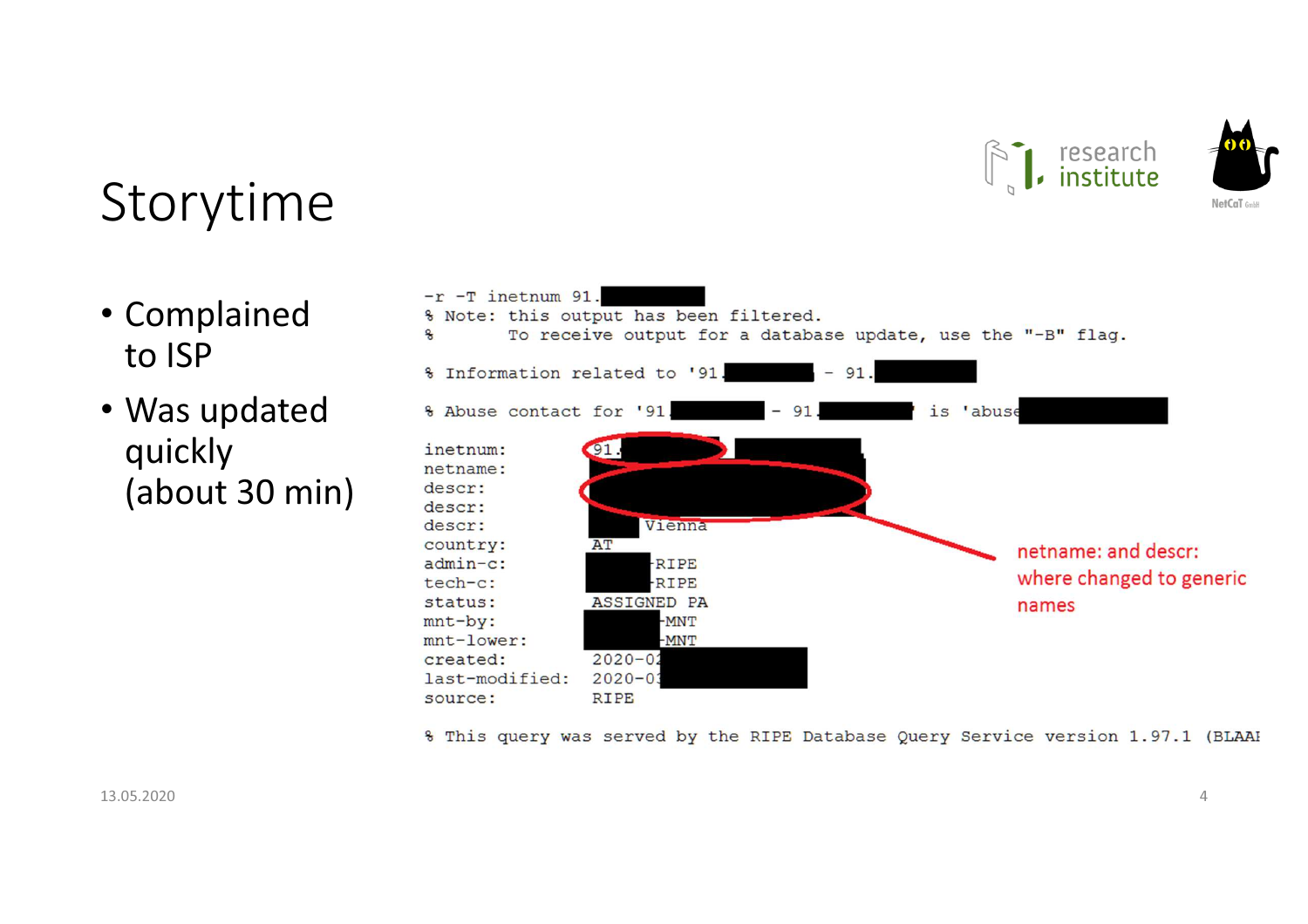# Storytime

- Complained to ISP
- Was updated quickly (about 30 min)

```
-r -T inetnum 91.
% Note: this output has been filtered.
%       To receive output for a database update, use the "-B" flag.

% Information related to '91.           - 91.

% Abuse contact for '91.           - 91.          ' is 'abuse

inetnum:        91.
netname:
descr:
descr:
descr:                    Vienna
country:        AT
admin-c:              -RIPE
tech-c:               -RIPE
status:         ASSIGNED PA
mnt-by:               -MNT
mnt-lower:            -MNT
created:        2020-0
last-modified:  2020-0
source:         RIPE

% This query was served by the RIPE Database Query Service version 1.97.1 (BLAAI
```

netname: and descr: where changed to generic names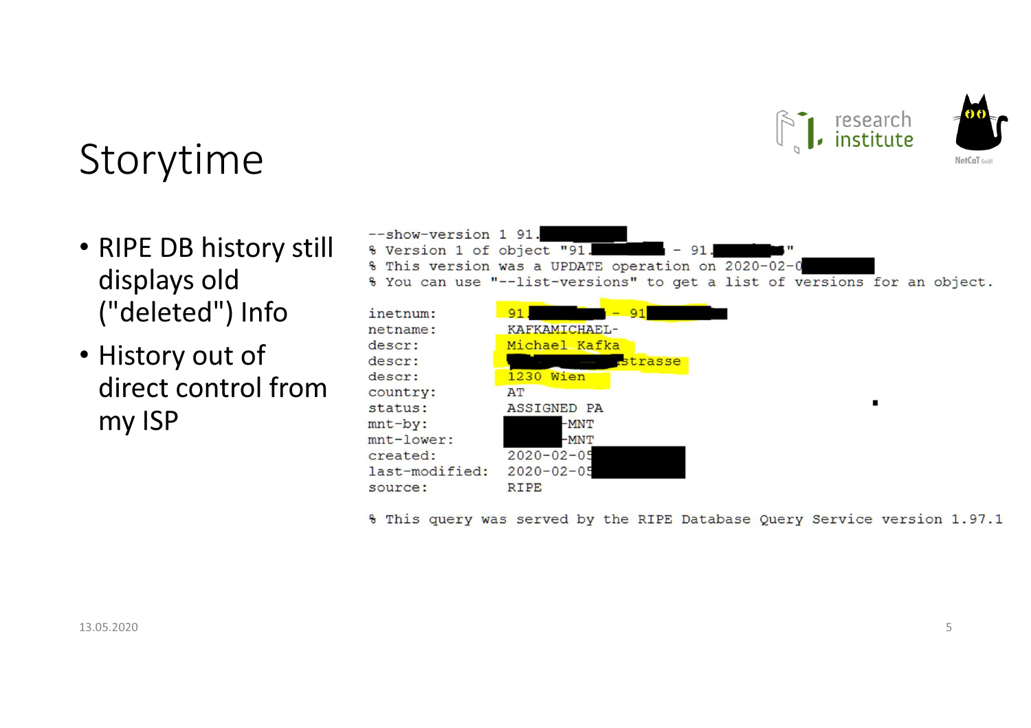# Storytime

- RIPE DB history still displays old ("deleted") Info
- History out of direct control from my ISP

```
--show-version 1 91.
% Version 1 of object "91.          - 91.         "
% This version was a UPDATE operation on 2020-02-0
% You can use "--list-versions" to get a list of versions for an object.

inetnum:        91.          - 91
netname:        KAFKAMICHAEL-
descr:          Michael Kafka
descr:                    strasse
descr:          1230 Wien
country:        AT
status:         ASSIGNED PA
mnt-by:                   -MNT
mnt-lower:                -MNT
created:        2020-02-05
last-modified:  2020-02-05
source:         RIPE

% This query was served by the RIPE Database Query Service version 1.97.1
```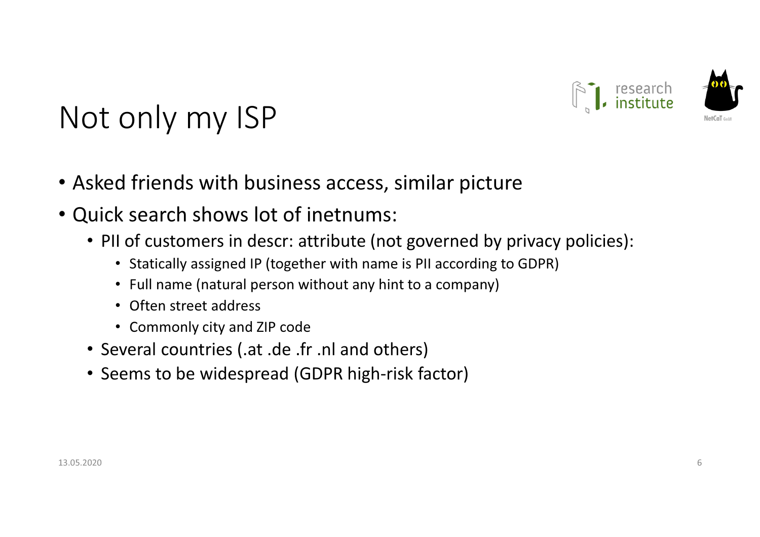# Not only my ISP

- Asked friends with business access, similar picture
- Quick search shows lot of inetnums:
  - PII of customers in descr: attribute (not governed by privacy policies):
    - Statically assigned IP (together with name is PII according to GDPR)
    - Full name (natural person without any hint to a company)
    - Often street address
    - Commonly city and ZIP code
  - Several countries (.at .de .fr .nl and others)
  - Seems to be widespread (GDPR high-risk factor)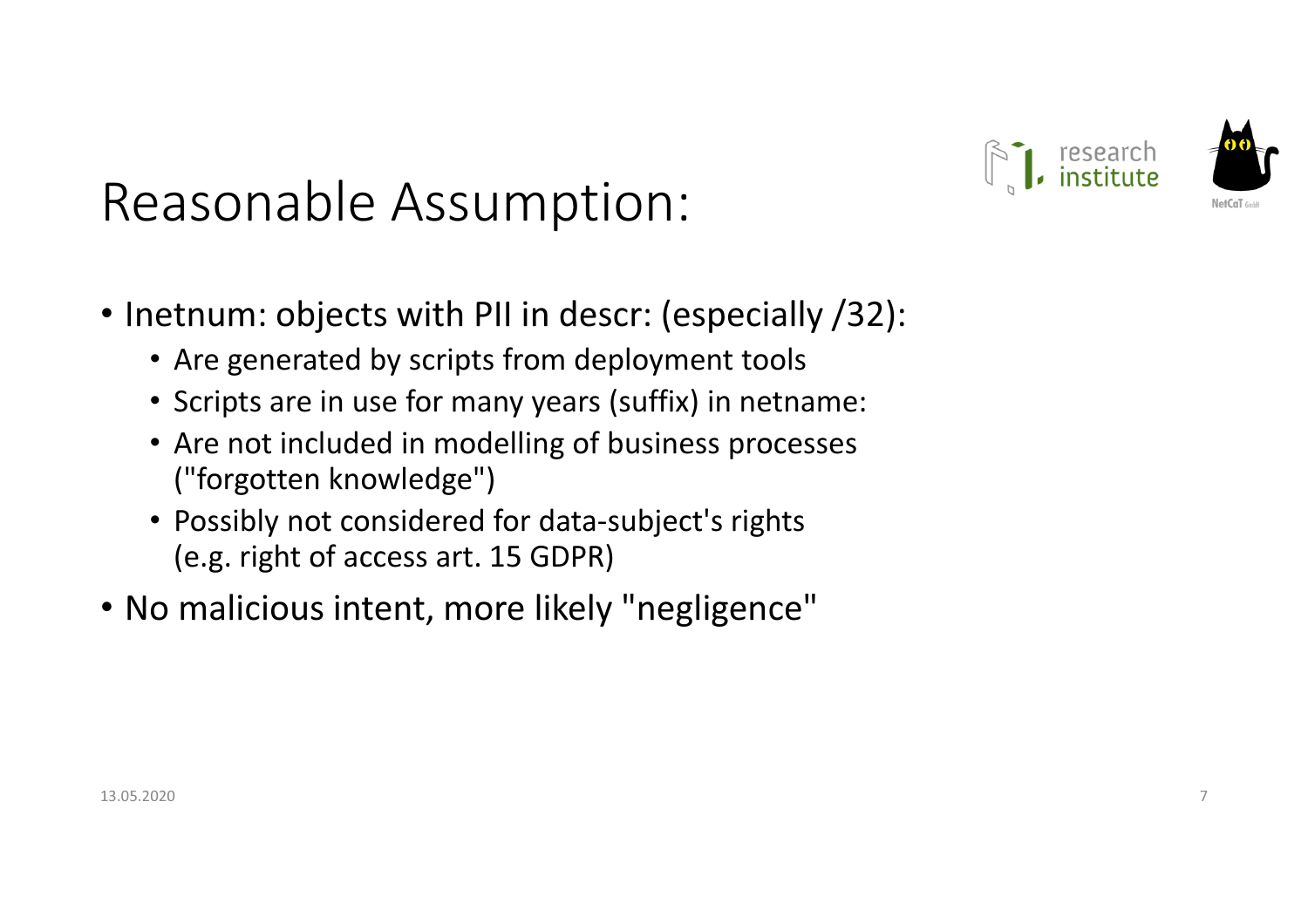# Reasonable Assumption:

- Inetnum: objects with PII in descr: (especially /32):
  - Are generated by scripts from deployment tools
  - Scripts are in use for many years (suffix) in netname:
  - Are not included in modelling of business processes ("forgotten knowledge")
  - Possibly not considered for data-subject's rights (e.g. right of access art. 15 GDPR)
- No malicious intent, more likely "negligence"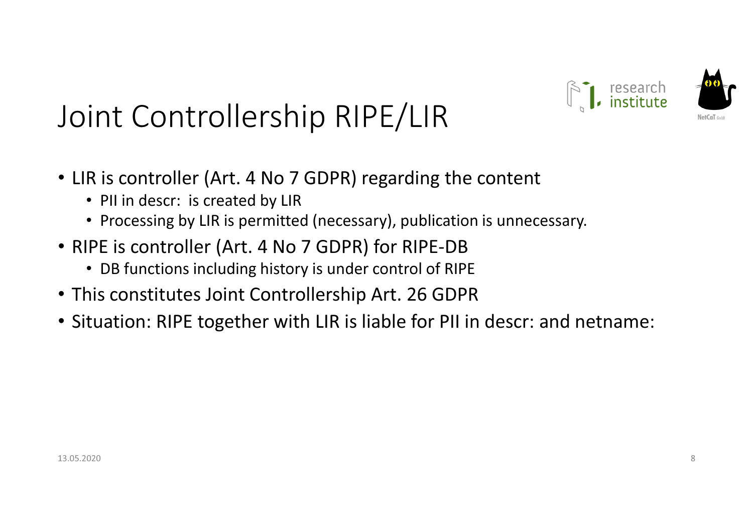# Joint Controllership RIPE/LIR

- LIR is controller (Art. 4 No 7 GDPR) regarding the content
  - PII in descr: is created by LIR
  - Processing by LIR is permitted (necessary), publication is unnecessary.
- RIPE is controller (Art. 4 No 7 GDPR) for RIPE-DB
  - DB functions including history is under control of RIPE
- This constitutes Joint Controllership Art. 26 GDPR
- Situation: RIPE together with LIR is liable for PII in descr: and netname: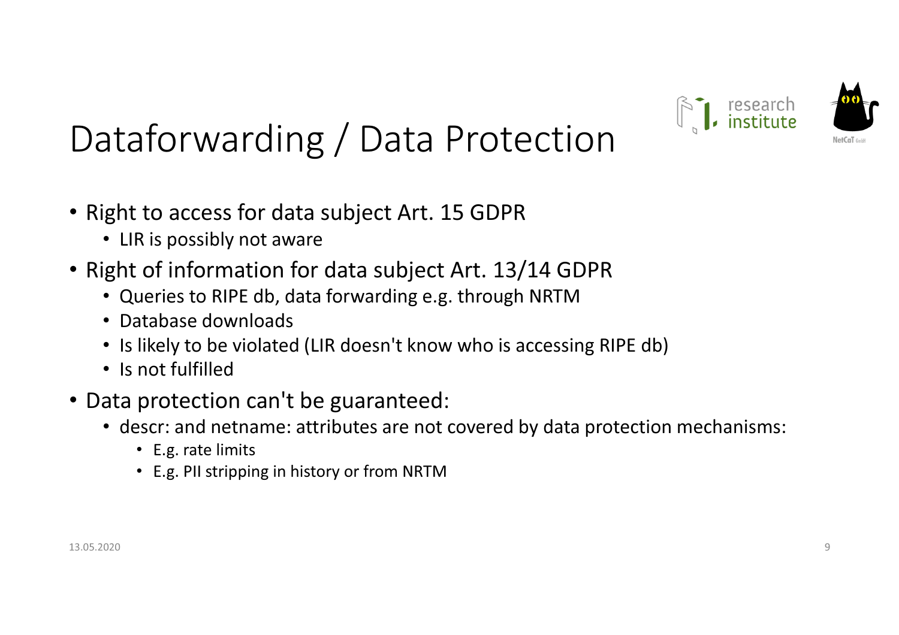# Dataforwarding / Data Protection

- Right to access for data subject Art. 15 GDPR
  - LIR is possibly not aware
- Right of information for data subject Art. 13/14 GDPR
  - Queries to RIPE db, data forwarding e.g. through NRTM
  - Database downloads
  - Is likely to be violated (LIR doesn't know who is accessing RIPE db)
  - Is not fulfilled
- Data protection can't be guaranteed:
  - descr: and netname: attributes are not covered by data protection mechanisms:
    - E.g. rate limits
    - E.g. PII stripping in history or from NRTM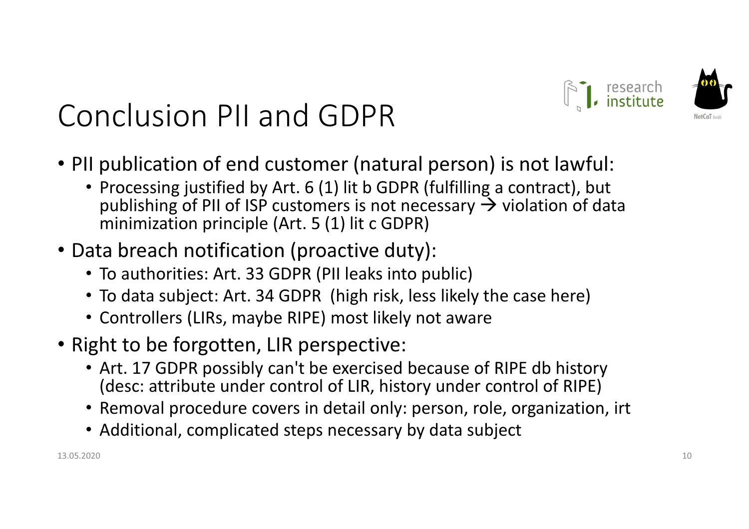# Conclusion PII and GDPR

- PII publication of end customer (natural person) is not lawful:
  - Processing justified by Art. 6 (1) lit b GDPR (fulfilling a contract), but publishing of PII of ISP customers is not necessary → violation of data minimization principle (Art. 5 (1) lit c GDPR)
- Data breach notification (proactive duty):
  - To authorities: Art. 33 GDPR (PII leaks into public)
  - To data subject: Art. 34 GDPR (high risk, less likely the case here)
  - Controllers (LIRs, maybe RIPE) most likely not aware
- Right to be forgotten, LIR perspective:
  - Art. 17 GDPR possibly can't be exercised because of RIPE db history (desc: attribute under control of LIR, history under control of RIPE)
  - Removal procedure covers in detail only: person, role, organization, irt
  - Additional, complicated steps necessary by data subject

13.05.2020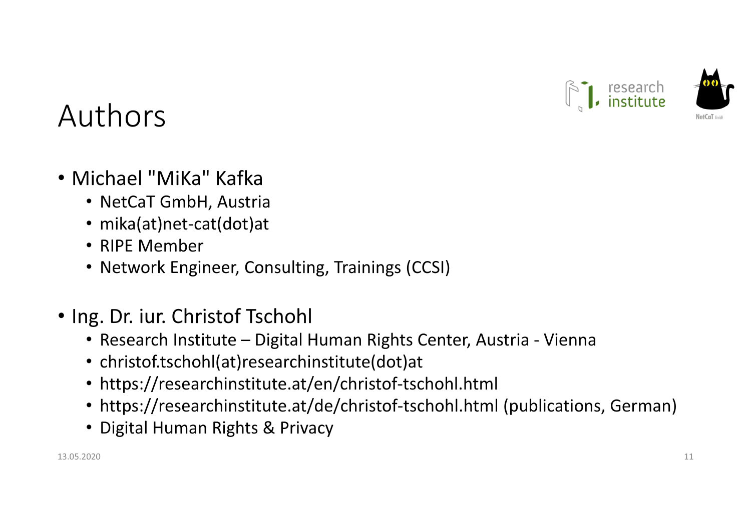# Authors

- Michael "MiKa" Kafka
  - NetCaT GmbH, Austria
  - mika(at)net-cat(dot)at
  - RIPE Member
  - Network Engineer, Consulting, Trainings (CCSI)

- Ing. Dr. iur. Christof Tschohl
  - Research Institute – Digital Human Rights Center, Austria - Vienna
  - christof.tschohl(at)researchinstitute(dot)at
  - https://researchinstitute.at/en/christof-tschohl.html
  - https://researchinstitute.at/de/christof-tschohl.html (publications, German)
  - Digital Human Rights & Privacy